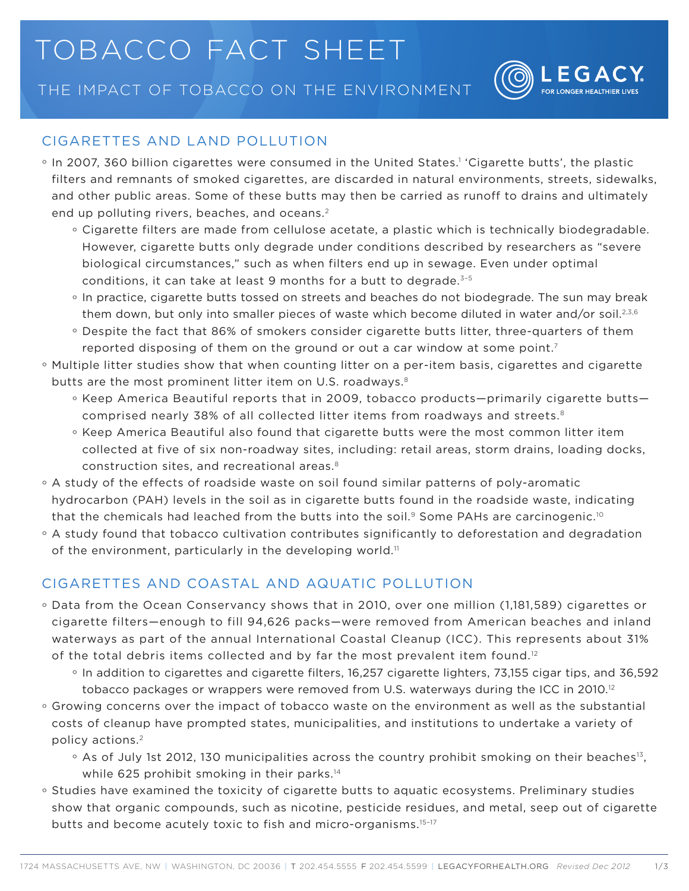# TOBACCO FACT SHEET

## THE IMPACT OF TOBACCO ON THE ENVIRONMENT

LEGACY FOR LONGER HEALTHIER LIVES

### CIGARETTES AND LAND POLLUTION

- In 2007, 360 billion cigarettes were consumed in the United States.[1] 'Cigarette butts', the plastic filters and remnants of smoked cigarettes, are discarded in natural environments, streets, sidewalks, and other public areas. Some of these butts may then be carried as runoff to drains and ultimately end up polluting rivers, beaches, and oceans.[2]
  - Cigarette filters are made from cellulose acetate, a plastic which is technically biodegradable. However, cigarette butts only degrade under conditions described by researchers as "severe biological circumstances," such as when filters end up in sewage. Even under optimal conditions, it can take at least 9 months for a butt to degrade.[3–5]
  - In practice, cigarette butts tossed on streets and beaches do not biodegrade. The sun may break them down, but only into smaller pieces of waste which become diluted in water and/or soil.[2,3,6]
  - Despite the fact that 86% of smokers consider cigarette butts litter, three-quarters of them reported disposing of them on the ground or out a car window at some point.[7]
- Multiple litter studies show that when counting litter on a per-item basis, cigarettes and cigarette butts are the most prominent litter item on U.S. roadways.[8]
  - Keep America Beautiful reports that in 2009, tobacco products—primarily cigarette butts—comprised nearly 38% of all collected litter items from roadways and streets.[8]
  - Keep America Beautiful also found that cigarette butts were the most common litter item collected at five of six non-roadway sites, including: retail areas, storm drains, loading docks, construction sites, and recreational areas.[8]
- A study of the effects of roadside waste on soil found similar patterns of poly-aromatic hydrocarbon (PAH) levels in the soil as in cigarette butts found in the roadside waste, indicating that the chemicals had leached from the butts into the soil.[9] Some PAHs are carcinogenic.[10]
- A study found that tobacco cultivation contributes significantly to deforestation and degradation of the environment, particularly in the developing world.[11]

### CIGARETTES AND COASTAL AND AQUATIC POLLUTION

- Data from the Ocean Conservancy shows that in 2010, over one million (1,181,589) cigarettes or cigarette filters—enough to fill 94,626 packs—were removed from American beaches and inland waterways as part of the annual International Coastal Cleanup (ICC). This represents about 31% of the total debris items collected and by far the most prevalent item found.[12]
  - In addition to cigarettes and cigarette filters, 16,257 cigarette lighters, 73,155 cigar tips, and 36,592 tobacco packages or wrappers were removed from U.S. waterways during the ICC in 2010.[12]
- Growing concerns over the impact of tobacco waste on the environment as well as the substantial costs of cleanup have prompted states, municipalities, and institutions to undertake a variety of policy actions.[2]
  - As of July 1st 2012, 130 municipalities across the country prohibit smoking on their beaches[13], while 625 prohibit smoking in their parks.[14]
- Studies have examined the toxicity of cigarette butts to aquatic ecosystems. Preliminary studies show that organic compounds, such as nicotine, pesticide residues, and metal, seep out of cigarette butts and become acutely toxic to fish and micro-organisms.[15–17]

1724 MASSACHUSETTS AVE, NW | WASHINGTON, DC 20036 | T 202.454.5555 F 202.454.5599 | LEGACYFORHEALTH.ORG *Revised Dec 2012*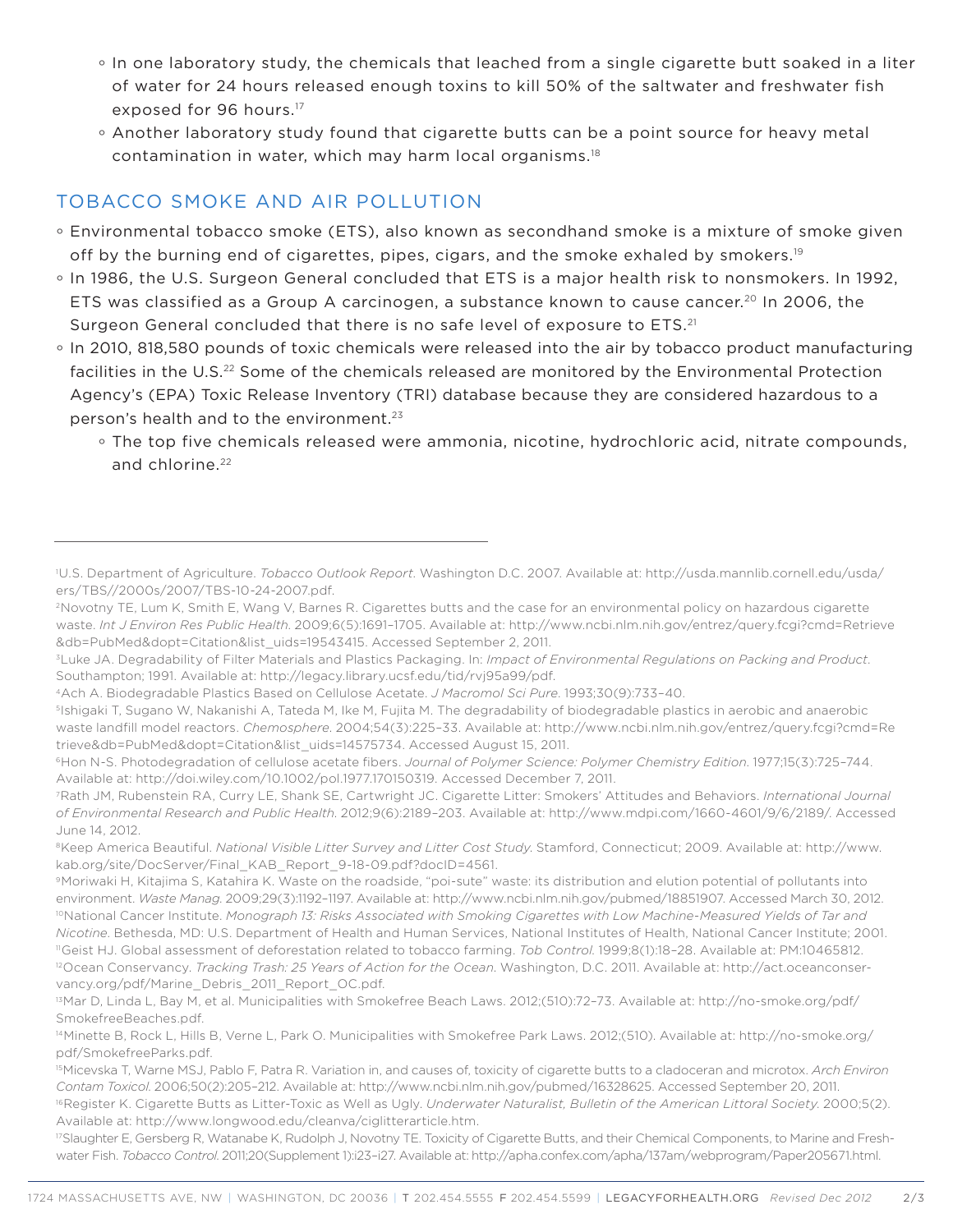- In one laboratory study, the chemicals that leached from a single cigarette butt soaked in a liter of water for 24 hours released enough toxins to kill 50% of the saltwater and freshwater fish exposed for 96 hours.[17]
   - Another laboratory study found that cigarette butts can be a point source for heavy metal contamination in water, which may harm local organisms.[18]

## TOBACCO SMOKE AND AIR POLLUTION

- Environmental tobacco smoke (ETS), also known as secondhand smoke is a mixture of smoke given off by the burning end of cigarettes, pipes, cigars, and the smoke exhaled by smokers.[19]
- In 1986, the U.S. Surgeon General concluded that ETS is a major health risk to nonsmokers. In 1992, ETS was classified as a Group A carcinogen, a substance known to cause cancer.[20] In 2006, the Surgeon General concluded that there is no safe level of exposure to ETS.[21]
- In 2010, 818,580 pounds of toxic chemicals were released into the air by tobacco product manufacturing facilities in the U.S.[22] Some of the chemicals released are monitored by the Environmental Protection Agency's (EPA) Toxic Release Inventory (TRI) database because they are considered hazardous to a person's health and to the environment.[23]
   - The top five chemicals released were ammonia, nicotine, hydrochloric acid, nitrate compounds, and chlorine.[22]

---

[1] U.S. Department of Agriculture. *Tobacco Outlook Report*. Washington D.C. 2007. Available at: http://usda.mannlib.cornell.edu/usda/ers/TBS//2000s/2007/TBS-10-24-2007.pdf.

[2] Novotny TE, Lum K, Smith E, Wang V, Barnes R. Cigarettes butts and the case for an environmental policy on hazardous cigarette waste. *Int J Environ Res Public Health*. 2009;6(5):1691–1705. Available at: http://www.ncbi.nlm.nih.gov/entrez/query.fcgi?cmd=Retrieve&db=PubMed&dopt=Citation&list_uids=19543415. Accessed September 2, 2011.

[3] Luke JA. Degradability of Filter Materials and Plastics Packaging. In: *Impact of Environmental Regulations on Packing and Product*. Southampton; 1991. Available at: http://legacy.library.ucsf.edu/tid/rvj95a99/pdf.

[4] Ach A. Biodegradable Plastics Based on Cellulose Acetate. *J Macromol Sci Pure*. 1993;30(9):733–40.

[5] Ishigaki T, Sugano W, Nakanishi A, Tateda M, Ike M, Fujita M. The degradability of biodegradable plastics in aerobic and anaerobic waste landfill model reactors. *Chemosphere*. 2004;54(3):225–33. Available at: http://www.ncbi.nlm.nih.gov/entrez/query.fcgi?cmd=Retrieve&db=PubMed&dopt=Citation&list_uids=14575734. Accessed August 15, 2011.

[6] Hon N-S. Photodegradation of cellulose acetate fibers. *Journal of Polymer Science: Polymer Chemistry Edition*. 1977;15(3):725–744. Available at: http://doi.wiley.com/10.1002/pol.1977.170150319. Accessed December 7, 2011.

[7] Rath JM, Rubenstein RA, Curry LE, Shank SE, Cartwright JC. Cigarette Litter: Smokers' Attitudes and Behaviors. *International Journal of Environmental Research and Public Health*. 2012;9(6):2189–203. Available at: http://www.mdpi.com/1660-4601/9/6/2189/. Accessed June 14, 2012.

[8] Keep America Beautiful. *National Visible Litter Survey and Litter Cost Study*. Stamford, Connecticut; 2009. Available at: http://www.kab.org/site/DocServer/Final_KAB_Report_9-18-09.pdf?docID=4561.

[9] Moriwaki H, Kitajima S, Katahira K. Waste on the roadside, "poi-sute" waste: its distribution and elution potential of pollutants into environment. *Waste Manag*. 2009;29(3):1192–1197. Available at: http://www.ncbi.nlm.nih.gov/pubmed/18851907. Accessed March 30, 2012.

[10] National Cancer Institute. *Monograph 13: Risks Associated with Smoking Cigarettes with Low Machine-Measured Yields of Tar and Nicotine*. Bethesda, MD: U.S. Department of Health and Human Services, National Institutes of Health, National Cancer Institute; 2001.

[11] Geist HJ. Global assessment of deforestation related to tobacco farming. *Tob Control*. 1999;8(1):18–28. Available at: PM:10465812.

[12] Ocean Conservancy. *Tracking Trash: 25 Years of Action for the Ocean*. Washington, D.C. 2011. Available at: http://act.oceanconservancy.org/pdf/Marine_Debris_2011_Report_OC.pdf.

[13] Mar D, Linda L, Bay M, et al. Municipalities with Smokefree Beach Laws. 2012;(510):72–73. Available at: http://no-smoke.org/pdf/SmokefreeBeaches.pdf.

[14] Minette B, Rock L, Hills B, Verne L, Park O. Municipalities with Smokefree Park Laws. 2012;(510). Available at: http://no-smoke.org/pdf/SmokefreeParks.pdf.

[15] Micevska T, Warne MSJ, Pablo F, Patra R. Variation in, and causes of, toxicity of cigarette butts to a cladoceran and microtox. *Arch Environ Contam Toxicol*. 2006;50(2):205–212. Available at: http://www.ncbi.nlm.nih.gov/pubmed/16328625. Accessed September 20, 2011.

[16] Register K. Cigarette Butts as Litter-Toxic as Well as Ugly. *Underwater Naturalist, Bulletin of the American Littoral Society*. 2000;5(2). Available at: http://www.longwood.edu/cleanva/ciglitterarticle.htm.

[17] Slaughter E, Gersberg R, Watanabe K, Rudolph J, Novotny TE. Toxicity of Cigarette Butts, and their Chemical Components, to Marine and Freshwater Fish. *Tobacco Control*. 2011;20(Supplement 1):i23–i27. Available at: http://apha.confex.com/apha/137am/webprogram/Paper205671.html.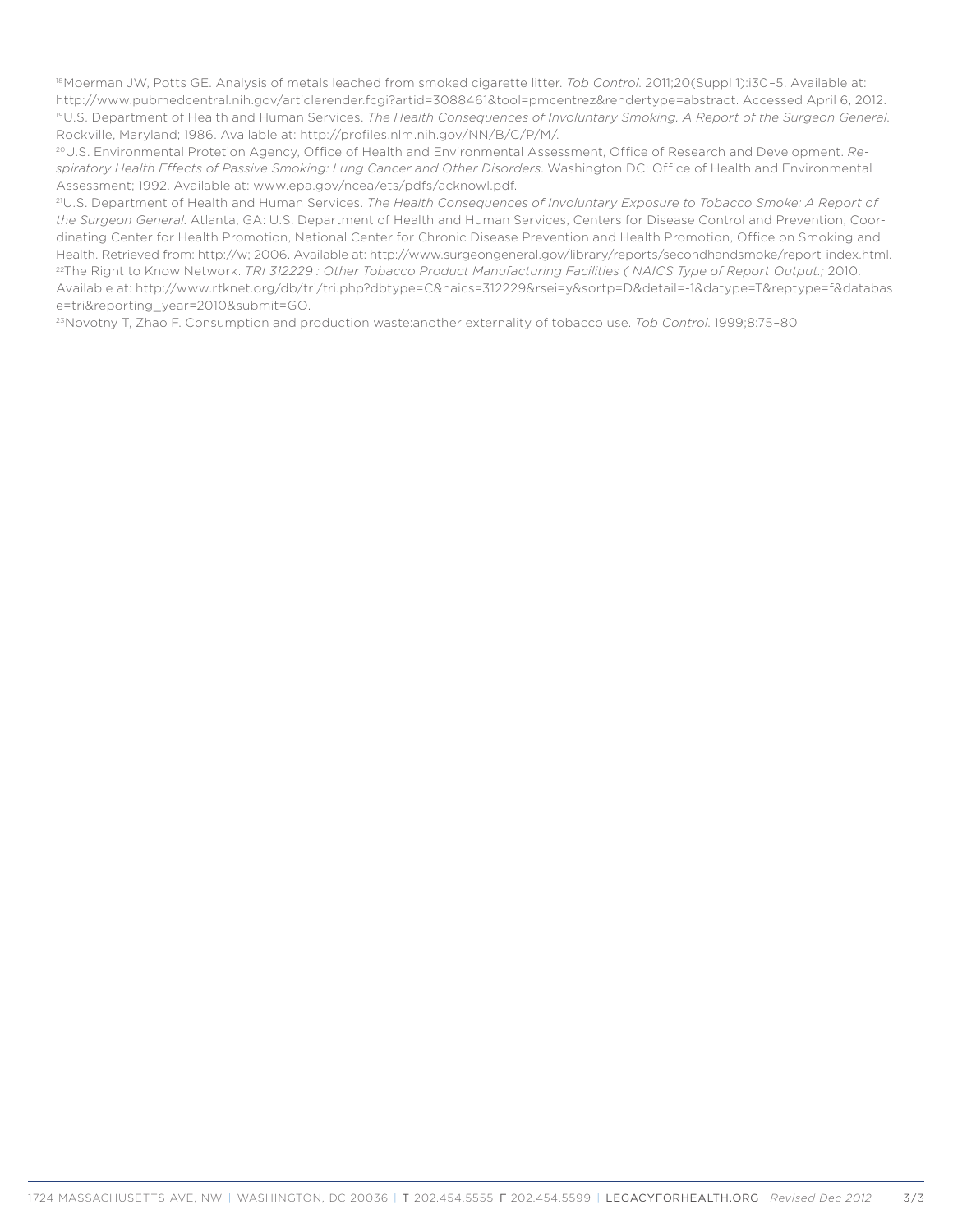[18]Moerman JW, Potts GE. Analysis of metals leached from smoked cigarette litter. *Tob Control*. 2011;20(Suppl 1):i30–5. Available at: http://www.pubmedcentral.nih.gov/articlerender.fcgi?artid=3088461&tool=pmcentrez&rendertype=abstract. Accessed April 6, 2012.

[19]U.S. Department of Health and Human Services. *The Health Consequences of Involuntary Smoking. A Report of the Surgeon General*. Rockville, Maryland; 1986. Available at: http://profiles.nlm.nih.gov/NN/B/C/P/M/.

[20]U.S. Environmental Protetion Agency, Office of Health and Environmental Assessment, Office of Research and Development. *Respiratory Health Effects of Passive Smoking: Lung Cancer and Other Disorders*. Washington DC: Office of Health and Environmental Assessment; 1992. Available at: www.epa.gov/ncea/ets/pdfs/acknowl.pdf.

[21]U.S. Department of Health and Human Services. *The Health Consequences of Involuntary Exposure to Tobacco Smoke: A Report of the Surgeon General*. Atlanta, GA: U.S. Department of Health and Human Services, Centers for Disease Control and Prevention, Coordinating Center for Health Promotion, National Center for Chronic Disease Prevention and Health Promotion, Office on Smoking and Health. Retrieved from: http://w; 2006. Available at: http://www.surgeongeneral.gov/library/reports/secondhandsmoke/report-index.html.

[22]The Right to Know Network. *TRI 312229 : Other Tobacco Product Manufacturing Facilities ( NAICS Type of Report Output.;* 2010. Available at: http://www.rtknet.org/db/tri/tri.php?dbtype=C&naics=312229&rsei=y&sortp=D&detail=-1&datype=T&reptype=f&database=tri&reporting_year=2010&submit=GO.

[23]Novotny T, Zhao F. Consumption and production waste:another externality of tobacco use. *Tob Control*. 1999;8:75–80.